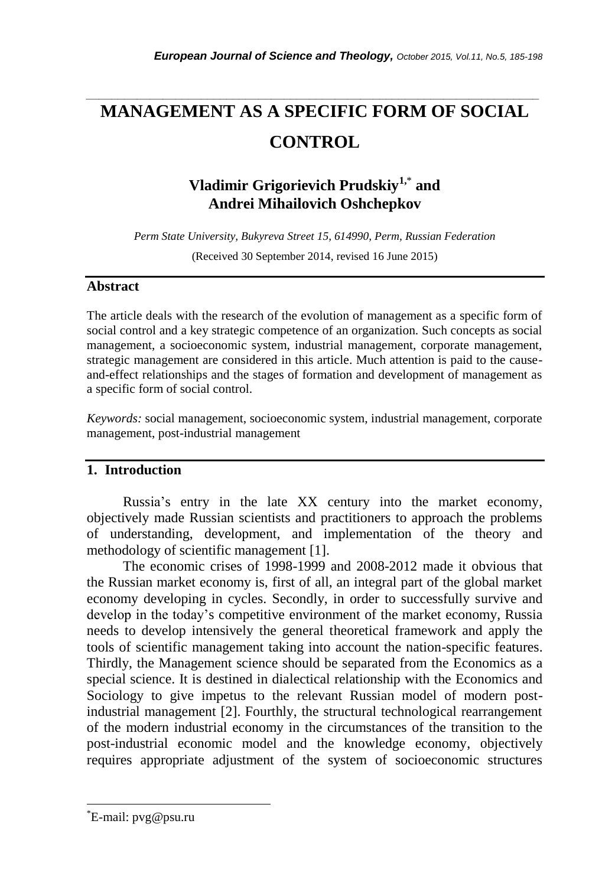# MANAGEMENT AS A SPECIFIC FORM OF SOCIAL CONTROL

**Vladimir Grigorievich Prudskiy[1,*] and Andrei Mihailovich Oshchepkov**

*Perm State University, Bukyreva Street 15, 614990, Perm, Russian Federation*

(Received 30 September 2014, revised 16 June 2015)

## Abstract

The article deals with the research of the evolution of management as a specific form of social control and a key strategic competence of an organization. Such concepts as social management, a socioeconomic system, industrial management, corporate management, strategic management are considered in this article. Much attention is paid to the cause-and-effect relationships and the stages of formation and development of management as a specific form of social control.

*Keywords:* social management, socioeconomic system, industrial management, corporate management, post-industrial management

## 1. Introduction

Russia's entry in the late XX century into the market economy, objectively made Russian scientists and practitioners to approach the problems of understanding, development, and implementation of the theory and methodology of scientific management [1].

The economic crises of 1998-1999 and 2008-2012 made it obvious that the Russian market economy is, first of all, an integral part of the global market economy developing in cycles. Secondly, in order to successfully survive and develop in the today's competitive environment of the market economy, Russia needs to develop intensively the general theoretical framework and apply the tools of scientific management taking into account the nation-specific features. Thirdly, the Management science should be separated from the Economics as a special science. It is destined in dialectical relationship with the Economics and Sociology to give impetus to the relevant Russian model of modern post-industrial management [2]. Fourthly, the structural technological rearrangement of the modern industrial economy in the circumstances of the transition to the post-industrial economic model and the knowledge economy, objectively requires appropriate adjustment of the system of socioeconomic structures

---

[*] E-mail: pvg@psu.ru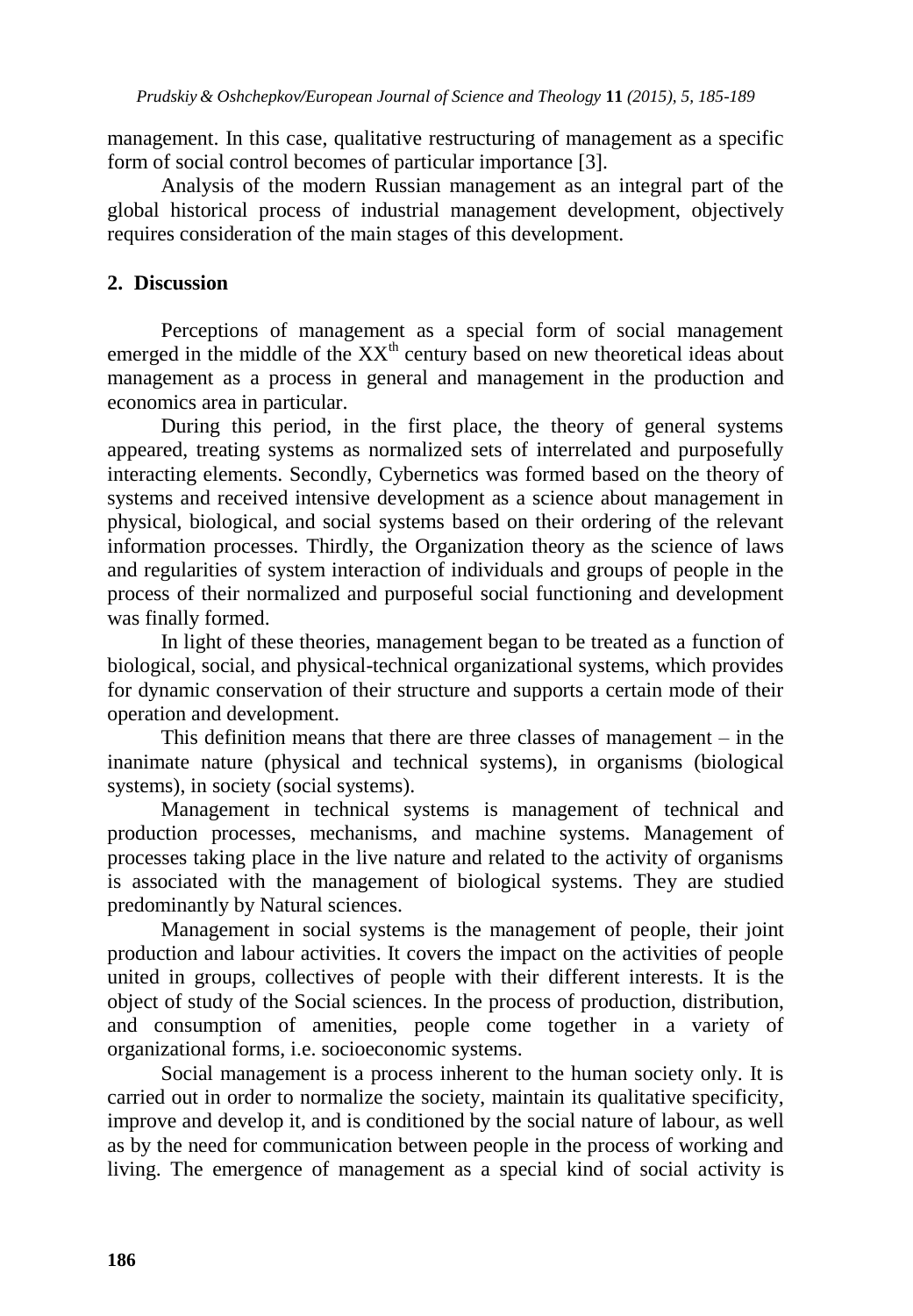management. In this case, qualitative restructuring of management as a specific form of social control becomes of particular importance [3].

Analysis of the modern Russian management as an integral part of the global historical process of industrial management development, objectively requires consideration of the main stages of this development.

## 2. Discussion

Perceptions of management as a special form of social management emerged in the middle of the XX[th] century based on new theoretical ideas about management as a process in general and management in the production and economics area in particular.

During this period, in the first place, the theory of general systems appeared, treating systems as normalized sets of interrelated and purposefully interacting elements. Secondly, Cybernetics was formed based on the theory of systems and received intensive development as a science about management in physical, biological, and social systems based on their ordering of the relevant information processes. Thirdly, the Organization theory as the science of laws and regularities of system interaction of individuals and groups of people in the process of their normalized and purposeful social functioning and development was finally formed.

In light of these theories, management began to be treated as a function of biological, social, and physical-technical organizational systems, which provides for dynamic conservation of their structure and supports a certain mode of their operation and development.

This definition means that there are three classes of management – in the inanimate nature (physical and technical systems), in organisms (biological systems), in society (social systems).

Management in technical systems is management of technical and production processes, mechanisms, and machine systems. Management of processes taking place in the live nature and related to the activity of organisms is associated with the management of biological systems. They are studied predominantly by Natural sciences.

Management in social systems is the management of people, their joint production and labour activities. It covers the impact on the activities of people united in groups, collectives of people with their different interests. It is the object of study of the Social sciences. In the process of production, distribution, and consumption of amenities, people come together in a variety of organizational forms, i.e. socioeconomic systems.

Social management is a process inherent to the human society only. It is carried out in order to normalize the society, maintain its qualitative specificity, improve and develop it, and is conditioned by the social nature of labour, as well as by the need for communication between people in the process of working and living. The emergence of management as a special kind of social activity is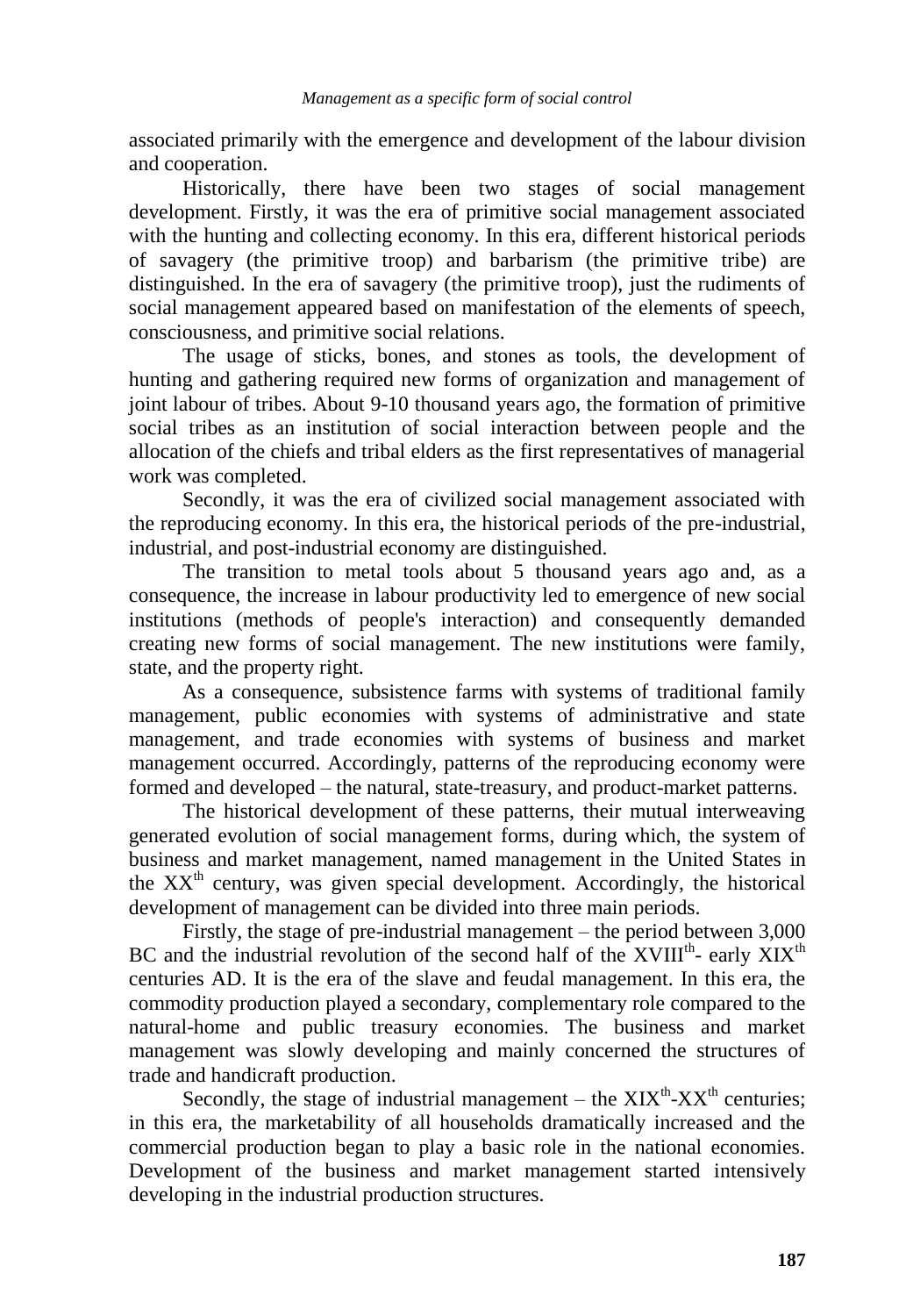associated primarily with the emergence and development of the labour division and cooperation.

Historically, there have been two stages of social management development. Firstly, it was the era of primitive social management associated with the hunting and collecting economy. In this era, different historical periods of savagery (the primitive troop) and barbarism (the primitive tribe) are distinguished. In the era of savagery (the primitive troop), just the rudiments of social management appeared based on manifestation of the elements of speech, consciousness, and primitive social relations.

The usage of sticks, bones, and stones as tools, the development of hunting and gathering required new forms of organization and management of joint labour of tribes. About 9-10 thousand years ago, the formation of primitive social tribes as an institution of social interaction between people and the allocation of the chiefs and tribal elders as the first representatives of managerial work was completed.

Secondly, it was the era of civilized social management associated with the reproducing economy. In this era, the historical periods of the pre-industrial, industrial, and post-industrial economy are distinguished.

The transition to metal tools about 5 thousand years ago and, as a consequence, the increase in labour productivity led to emergence of new social institutions (methods of people's interaction) and consequently demanded creating new forms of social management. The new institutions were family, state, and the property right.

As a consequence, subsistence farms with systems of traditional family management, public economies with systems of administrative and state management, and trade economies with systems of business and market management occurred. Accordingly, patterns of the reproducing economy were formed and developed – the natural, state-treasury, and product-market patterns.

The historical development of these patterns, their mutual interweaving generated evolution of social management forms, during which, the system of business and market management, named management in the United States in the XX^th^ century, was given special development. Accordingly, the historical development of management can be divided into three main periods.

Firstly, the stage of pre-industrial management – the period between 3,000 BC and the industrial revolution of the second half of the XVIII^th^- early XIX^th^ centuries AD. It is the era of the slave and feudal management. In this era, the commodity production played a secondary, complementary role compared to the natural-home and public treasury economies. The business and market management was slowly developing and mainly concerned the structures of trade and handicraft production.

Secondly, the stage of industrial management – the XIX^th^-XX^th^ centuries; in this era, the marketability of all households dramatically increased and the commercial production began to play a basic role in the national economies. Development of the business and market management started intensively developing in the industrial production structures.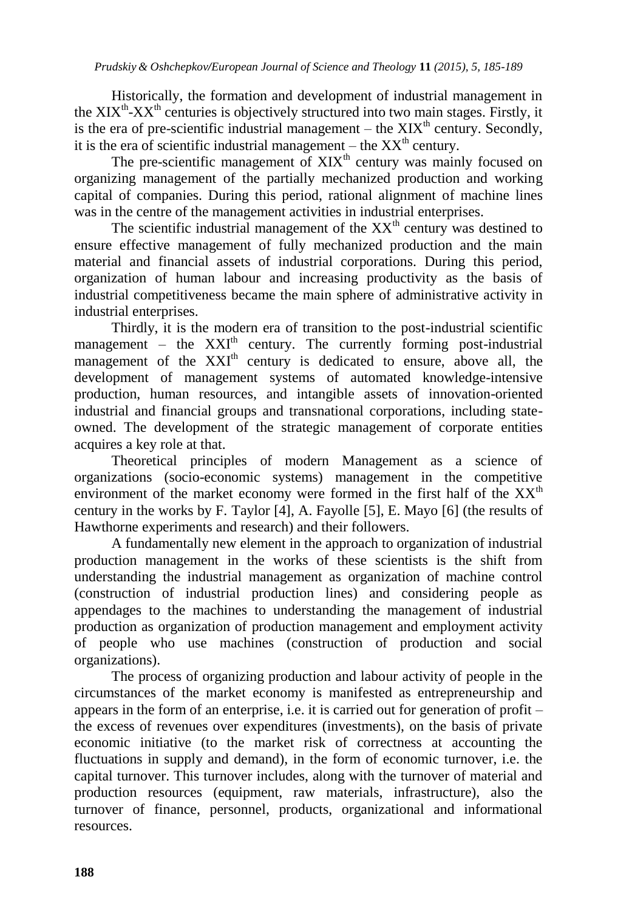Historically, the formation and development of industrial management in the XIX$^{th}$-XX$^{th}$ centuries is objectively structured into two main stages. Firstly, it is the era of pre-scientific industrial management – the XIX$^{th}$ century. Secondly, it is the era of scientific industrial management – the XX$^{th}$ century.

The pre-scientific management of XIX$^{th}$ century was mainly focused on organizing management of the partially mechanized production and working capital of companies. During this period, rational alignment of machine lines was in the centre of the management activities in industrial enterprises.

The scientific industrial management of the XX$^{th}$ century was destined to ensure effective management of fully mechanized production and the main material and financial assets of industrial corporations. During this period, organization of human labour and increasing productivity as the basis of industrial competitiveness became the main sphere of administrative activity in industrial enterprises.

Thirdly, it is the modern era of transition to the post-industrial scientific management – the XXI$^{th}$ century. The currently forming post-industrial management of the XXI$^{th}$ century is dedicated to ensure, above all, the development of management systems of automated knowledge-intensive production, human resources, and intangible assets of innovation-oriented industrial and financial groups and transnational corporations, including state-owned. The development of the strategic management of corporate entities acquires a key role at that.

Theoretical principles of modern Management as a science of organizations (socio-economic systems) management in the competitive environment of the market economy were formed in the first half of the XX$^{th}$ century in the works by F. Taylor [4], A. Fayolle [5], E. Mayo [6] (the results of Hawthorne experiments and research) and their followers.

A fundamentally new element in the approach to organization of industrial production management in the works of these scientists is the shift from understanding the industrial management as organization of machine control (construction of industrial production lines) and considering people as appendages to the machines to understanding the management of industrial production as organization of production management and employment activity of people who use machines (construction of production and social organizations).

The process of organizing production and labour activity of people in the circumstances of the market economy is manifested as entrepreneurship and appears in the form of an enterprise, i.e. it is carried out for generation of profit – the excess of revenues over expenditures (investments), on the basis of private economic initiative (to the market risk of correctness at accounting the fluctuations in supply and demand), in the form of economic turnover, i.e. the capital turnover. This turnover includes, along with the turnover of material and production resources (equipment, raw materials, infrastructure), also the turnover of finance, personnel, products, organizational and informational resources.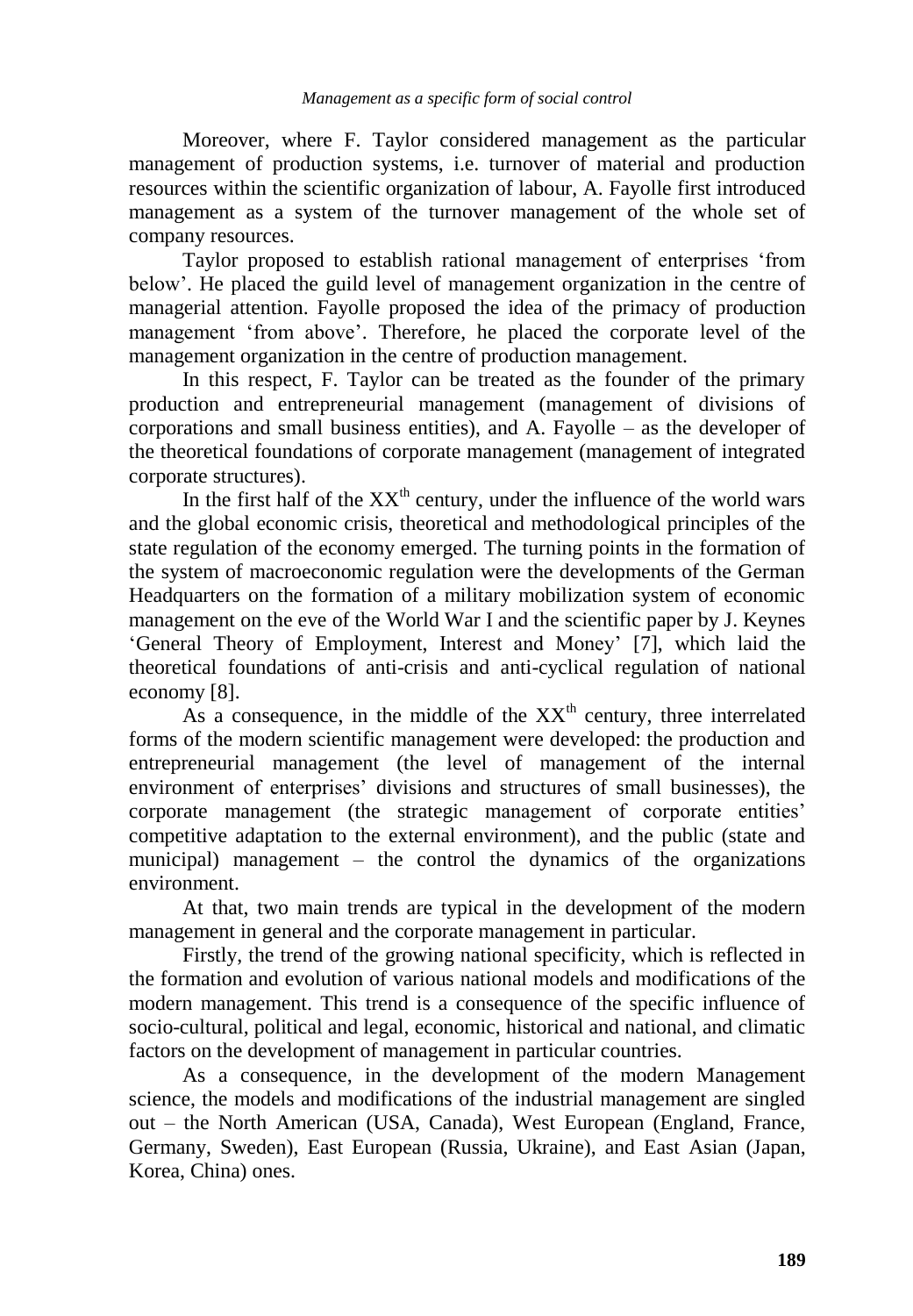Moreover, where F. Taylor considered management as the particular management of production systems, i.e. turnover of material and production resources within the scientific organization of labour, A. Fayolle first introduced management as a system of the turnover management of the whole set of company resources.

Taylor proposed to establish rational management of enterprises 'from below'. He placed the guild level of management organization in the centre of managerial attention. Fayolle proposed the idea of the primacy of production management 'from above'. Therefore, he placed the corporate level of the management organization in the centre of production management.

In this respect, F. Taylor can be treated as the founder of the primary production and entrepreneurial management (management of divisions of corporations and small business entities), and A. Fayolle – as the developer of the theoretical foundations of corporate management (management of integrated corporate structures).

In the first half of the XX[th] century, under the influence of the world wars and the global economic crisis, theoretical and methodological principles of the state regulation of the economy emerged. The turning points in the formation of the system of macroeconomic regulation were the developments of the German Headquarters on the formation of a military mobilization system of economic management on the eve of the World War I and the scientific paper by J. Keynes 'General Theory of Employment, Interest and Money' [7], which laid the theoretical foundations of anti-crisis and anti-cyclical regulation of national economy [8].

As a consequence, in the middle of the XX[th] century, three interrelated forms of the modern scientific management were developed: the production and entrepreneurial management (the level of management of the internal environment of enterprises' divisions and structures of small businesses), the corporate management (the strategic management of corporate entities' competitive adaptation to the external environment), and the public (state and municipal) management – the control the dynamics of the organizations environment.

At that, two main trends are typical in the development of the modern management in general and the corporate management in particular.

Firstly, the trend of the growing national specificity, which is reflected in the formation and evolution of various national models and modifications of the modern management. This trend is a consequence of the specific influence of socio-cultural, political and legal, economic, historical and national, and climatic factors on the development of management in particular countries.

As a consequence, in the development of the modern Management science, the models and modifications of the industrial management are singled out – the North American (USA, Canada), West European (England, France, Germany, Sweden), East European (Russia, Ukraine), and East Asian (Japan, Korea, China) ones.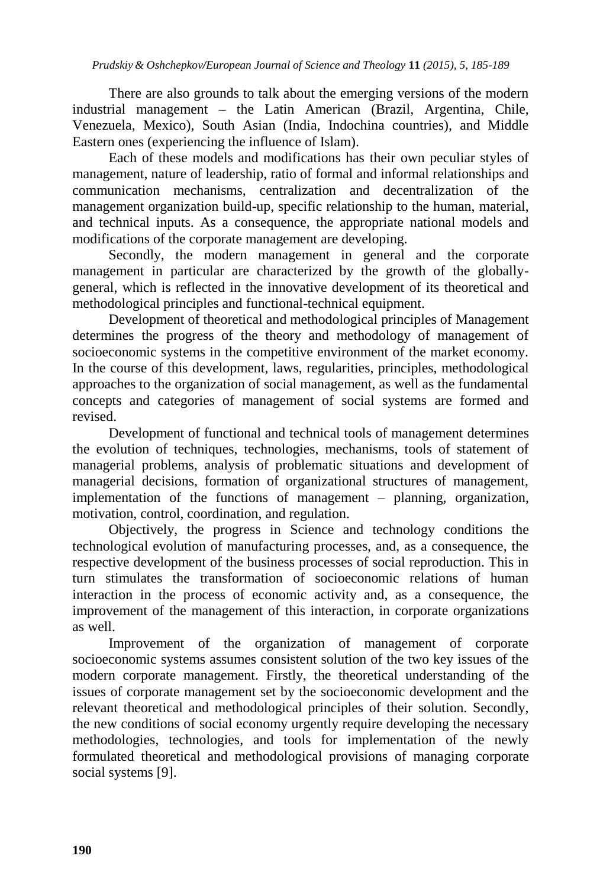There are also grounds to talk about the emerging versions of the modern industrial management – the Latin American (Brazil, Argentina, Chile, Venezuela, Mexico), South Asian (India, Indochina countries), and Middle Eastern ones (experiencing the influence of Islam).

Each of these models and modifications has their own peculiar styles of management, nature of leadership, ratio of formal and informal relationships and communication mechanisms, centralization and decentralization of the management organization build-up, specific relationship to the human, material, and technical inputs. As a consequence, the appropriate national models and modifications of the corporate management are developing.

Secondly, the modern management in general and the corporate management in particular are characterized by the growth of the globally-general, which is reflected in the innovative development of its theoretical and methodological principles and functional-technical equipment.

Development of theoretical and methodological principles of Management determines the progress of the theory and methodology of management of socioeconomic systems in the competitive environment of the market economy. In the course of this development, laws, regularities, principles, methodological approaches to the organization of social management, as well as the fundamental concepts and categories of management of social systems are formed and revised.

Development of functional and technical tools of management determines the evolution of techniques, technologies, mechanisms, tools of statement of managerial problems, analysis of problematic situations and development of managerial decisions, formation of organizational structures of management, implementation of the functions of management – planning, organization, motivation, control, coordination, and regulation.

Objectively, the progress in Science and technology conditions the technological evolution of manufacturing processes, and, as a consequence, the respective development of the business processes of social reproduction. This in turn stimulates the transformation of socioeconomic relations of human interaction in the process of economic activity and, as a consequence, the improvement of the management of this interaction, in corporate organizations as well.

Improvement of the organization of management of corporate socioeconomic systems assumes consistent solution of the two key issues of the modern corporate management. Firstly, the theoretical understanding of the issues of corporate management set by the socioeconomic development and the relevant theoretical and methodological principles of their solution. Secondly, the new conditions of social economy urgently require developing the necessary methodologies, technologies, and tools for implementation of the newly formulated theoretical and methodological provisions of managing corporate social systems [9].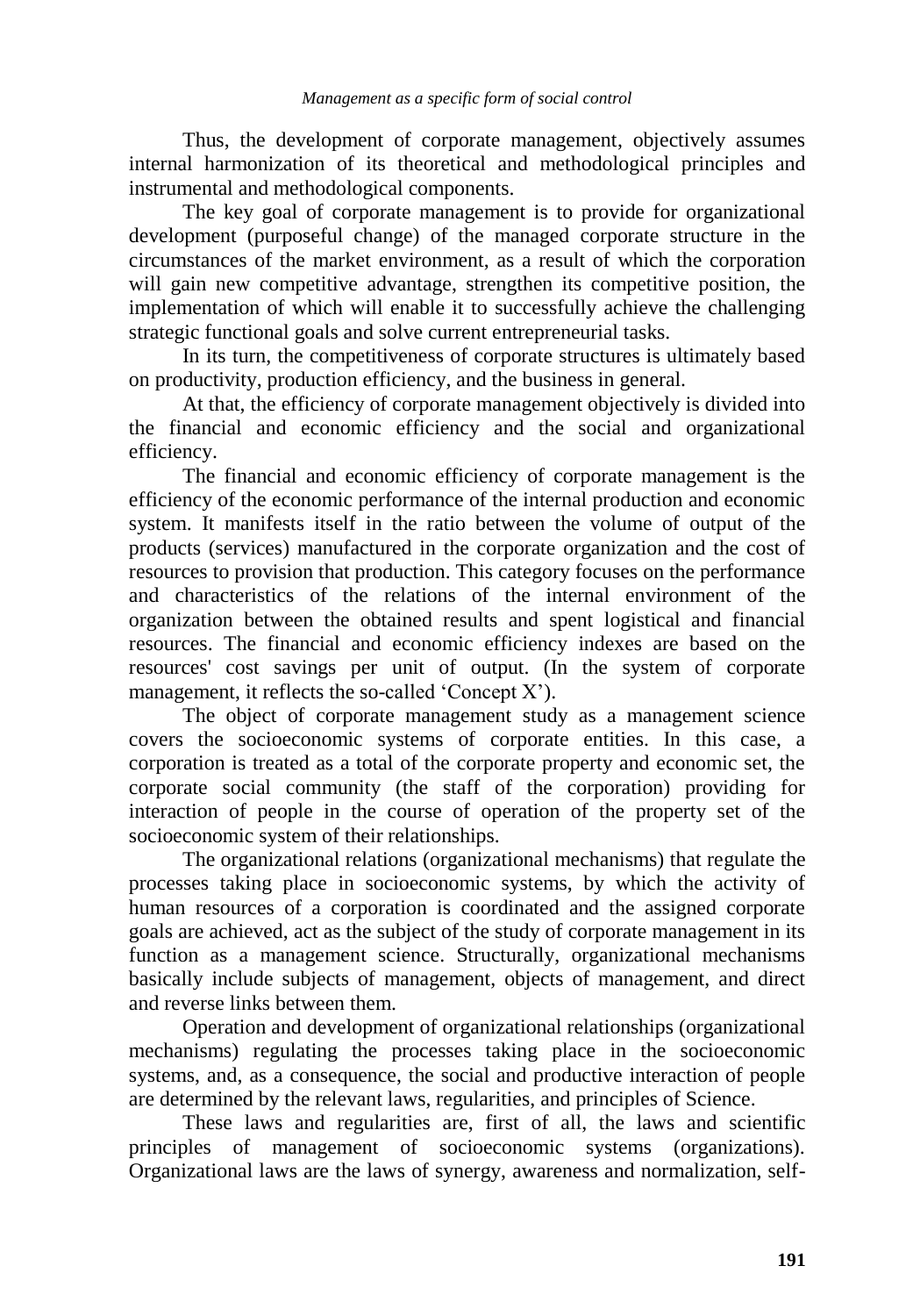Thus, the development of corporate management, objectively assumes internal harmonization of its theoretical and methodological principles and instrumental and methodological components.

The key goal of corporate management is to provide for organizational development (purposeful change) of the managed corporate structure in the circumstances of the market environment, as a result of which the corporation will gain new competitive advantage, strengthen its competitive position, the implementation of which will enable it to successfully achieve the challenging strategic functional goals and solve current entrepreneurial tasks.

In its turn, the competitiveness of corporate structures is ultimately based on productivity, production efficiency, and the business in general.

At that, the efficiency of corporate management objectively is divided into the financial and economic efficiency and the social and organizational efficiency.

The financial and economic efficiency of corporate management is the efficiency of the economic performance of the internal production and economic system. It manifests itself in the ratio between the volume of output of the products (services) manufactured in the corporate organization and the cost of resources to provision that production. This category focuses on the performance and characteristics of the relations of the internal environment of the organization between the obtained results and spent logistical and financial resources. The financial and economic efficiency indexes are based on the resources' cost savings per unit of output. (In the system of corporate management, it reflects the so-called 'Concept X').

The object of corporate management study as a management science covers the socioeconomic systems of corporate entities. In this case, a corporation is treated as a total of the corporate property and economic set, the corporate social community (the staff of the corporation) providing for interaction of people in the course of operation of the property set of the socioeconomic system of their relationships.

The organizational relations (organizational mechanisms) that regulate the processes taking place in socioeconomic systems, by which the activity of human resources of a corporation is coordinated and the assigned corporate goals are achieved, act as the subject of the study of corporate management in its function as a management science. Structurally, organizational mechanisms basically include subjects of management, objects of management, and direct and reverse links between them.

Operation and development of organizational relationships (organizational mechanisms) regulating the processes taking place in the socioeconomic systems, and, as a consequence, the social and productive interaction of people are determined by the relevant laws, regularities, and principles of Science.

These laws and regularities are, first of all, the laws and scientific principles of management of socioeconomic systems (organizations). Organizational laws are the laws of synergy, awareness and normalization, self-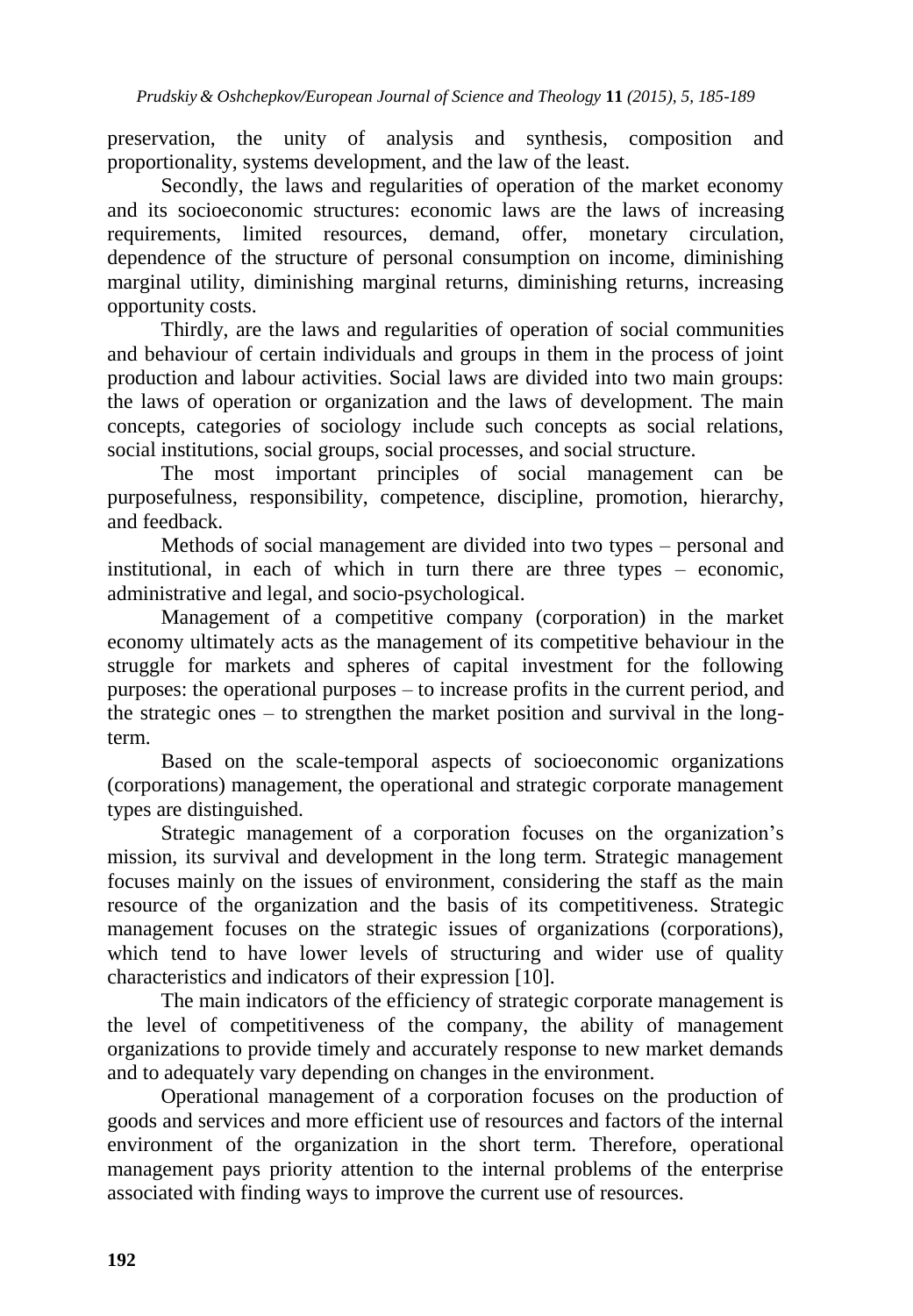preservation, the unity of analysis and synthesis, composition and proportionality, systems development, and the law of the least.

Secondly, the laws and regularities of operation of the market economy and its socioeconomic structures: economic laws are the laws of increasing requirements, limited resources, demand, offer, monetary circulation, dependence of the structure of personal consumption on income, diminishing marginal utility, diminishing marginal returns, diminishing returns, increasing opportunity costs.

Thirdly, are the laws and regularities of operation of social communities and behaviour of certain individuals and groups in them in the process of joint production and labour activities. Social laws are divided into two main groups: the laws of operation or organization and the laws of development. The main concepts, categories of sociology include such concepts as social relations, social institutions, social groups, social processes, and social structure.

The most important principles of social management can be purposefulness, responsibility, competence, discipline, promotion, hierarchy, and feedback.

Methods of social management are divided into two types – personal and institutional, in each of which in turn there are three types – economic, administrative and legal, and socio-psychological.

Management of a competitive company (corporation) in the market economy ultimately acts as the management of its competitive behaviour in the struggle for markets and spheres of capital investment for the following purposes: the operational purposes – to increase profits in the current period, and the strategic ones – to strengthen the market position and survival in the long-term.

Based on the scale-temporal aspects of socioeconomic organizations (corporations) management, the operational and strategic corporate management types are distinguished.

Strategic management of a corporation focuses on the organization's mission, its survival and development in the long term. Strategic management focuses mainly on the issues of environment, considering the staff as the main resource of the organization and the basis of its competitiveness. Strategic management focuses on the strategic issues of organizations (corporations), which tend to have lower levels of structuring and wider use of quality characteristics and indicators of their expression [10].

The main indicators of the efficiency of strategic corporate management is the level of competitiveness of the company, the ability of management organizations to provide timely and accurately response to new market demands and to adequately vary depending on changes in the environment.

Operational management of a corporation focuses on the production of goods and services and more efficient use of resources and factors of the internal environment of the organization in the short term. Therefore, operational management pays priority attention to the internal problems of the enterprise associated with finding ways to improve the current use of resources.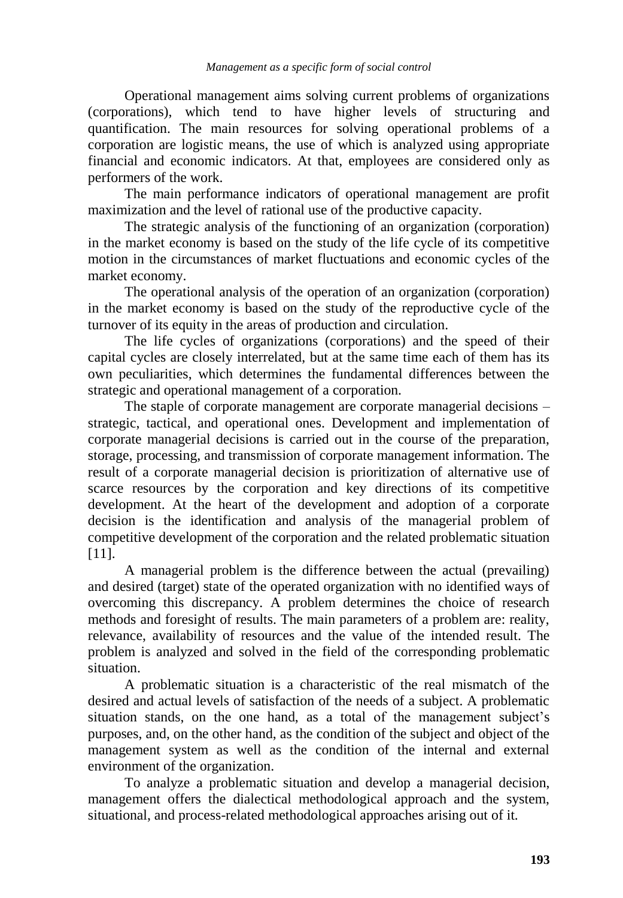Operational management aims solving current problems of organizations (corporations), which tend to have higher levels of structuring and quantification. The main resources for solving operational problems of a corporation are logistic means, the use of which is analyzed using appropriate financial and economic indicators. At that, employees are considered only as performers of the work.

The main performance indicators of operational management are profit maximization and the level of rational use of the productive capacity.

The strategic analysis of the functioning of an organization (corporation) in the market economy is based on the study of the life cycle of its competitive motion in the circumstances of market fluctuations and economic cycles of the market economy.

The operational analysis of the operation of an organization (corporation) in the market economy is based on the study of the reproductive cycle of the turnover of its equity in the areas of production and circulation.

The life cycles of organizations (corporations) and the speed of their capital cycles are closely interrelated, but at the same time each of them has its own peculiarities, which determines the fundamental differences between the strategic and operational management of a corporation.

The staple of corporate management are corporate managerial decisions – strategic, tactical, and operational ones. Development and implementation of corporate managerial decisions is carried out in the course of the preparation, storage, processing, and transmission of corporate management information. The result of a corporate managerial decision is prioritization of alternative use of scarce resources by the corporation and key directions of its competitive development. At the heart of the development and adoption of a corporate decision is the identification and analysis of the managerial problem of competitive development of the corporation and the related problematic situation [11].

A managerial problem is the difference between the actual (prevailing) and desired (target) state of the operated organization with no identified ways of overcoming this discrepancy. A problem determines the choice of research methods and foresight of results. The main parameters of a problem are: reality, relevance, availability of resources and the value of the intended result. The problem is analyzed and solved in the field of the corresponding problematic situation.

A problematic situation is a characteristic of the real mismatch of the desired and actual levels of satisfaction of the needs of a subject. A problematic situation stands, on the one hand, as a total of the management subject's purposes, and, on the other hand, as the condition of the subject and object of the management system as well as the condition of the internal and external environment of the organization.

To analyze a problematic situation and develop a managerial decision, management offers the dialectical methodological approach and the system, situational, and process-related methodological approaches arising out of it.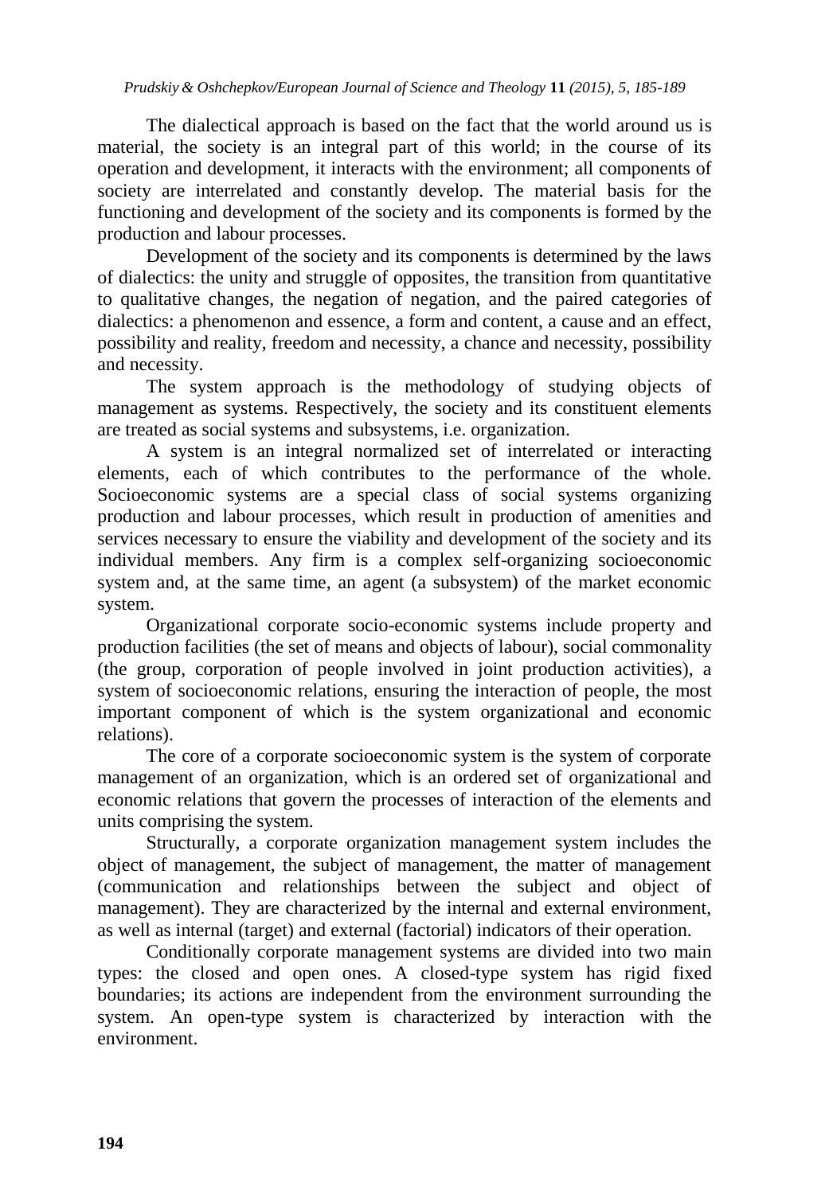The dialectical approach is based on the fact that the world around us is material, the society is an integral part of this world; in the course of its operation and development, it interacts with the environment; all components of society are interrelated and constantly develop. The material basis for the functioning and development of the society and its components is formed by the production and labour processes.

Development of the society and its components is determined by the laws of dialectics: the unity and struggle of opposites, the transition from quantitative to qualitative changes, the negation of negation, and the paired categories of dialectics: a phenomenon and essence, a form and content, a cause and an effect, possibility and reality, freedom and necessity, a chance and necessity, possibility and necessity.

The system approach is the methodology of studying objects of management as systems. Respectively, the society and its constituent elements are treated as social systems and subsystems, i.e. organization.

A system is an integral normalized set of interrelated or interacting elements, each of which contributes to the performance of the whole. Socioeconomic systems are a special class of social systems organizing production and labour processes, which result in production of amenities and services necessary to ensure the viability and development of the society and its individual members. Any firm is a complex self-organizing socioeconomic system and, at the same time, an agent (a subsystem) of the market economic system.

Organizational corporate socio-economic systems include property and production facilities (the set of means and objects of labour), social commonality (the group, corporation of people involved in joint production activities), a system of socioeconomic relations, ensuring the interaction of people, the most important component of which is the system organizational and economic relations).

The core of a corporate socioeconomic system is the system of corporate management of an organization, which is an ordered set of organizational and economic relations that govern the processes of interaction of the elements and units comprising the system.

Structurally, a corporate organization management system includes the object of management, the subject of management, the matter of management (communication and relationships between the subject and object of management). They are characterized by the internal and external environment, as well as internal (target) and external (factorial) indicators of their operation.

Conditionally corporate management systems are divided into two main types: the closed and open ones. A closed-type system has rigid fixed boundaries; its actions are independent from the environment surrounding the system. An open-type system is characterized by interaction with the environment.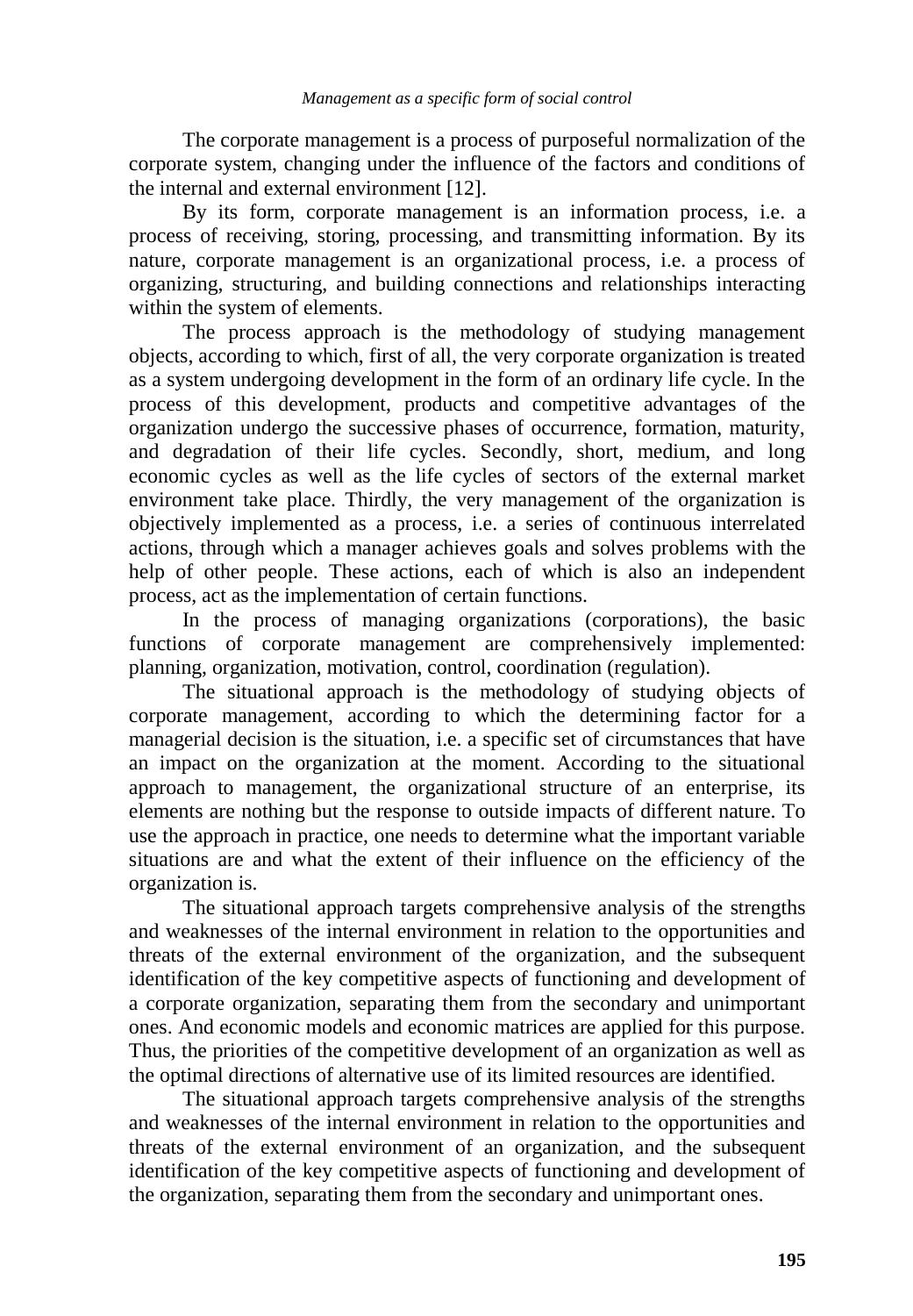The corporate management is a process of purposeful normalization of the corporate system, changing under the influence of the factors and conditions of the internal and external environment [12].

By its form, corporate management is an information process, i.e. a process of receiving, storing, processing, and transmitting information. By its nature, corporate management is an organizational process, i.e. a process of organizing, structuring, and building connections and relationships interacting within the system of elements.

The process approach is the methodology of studying management objects, according to which, first of all, the very corporate organization is treated as a system undergoing development in the form of an ordinary life cycle. In the process of this development, products and competitive advantages of the organization undergo the successive phases of occurrence, formation, maturity, and degradation of their life cycles. Secondly, short, medium, and long economic cycles as well as the life cycles of sectors of the external market environment take place. Thirdly, the very management of the organization is objectively implemented as a process, i.e. a series of continuous interrelated actions, through which a manager achieves goals and solves problems with the help of other people. These actions, each of which is also an independent process, act as the implementation of certain functions.

In the process of managing organizations (corporations), the basic functions of corporate management are comprehensively implemented: planning, organization, motivation, control, coordination (regulation).

The situational approach is the methodology of studying objects of corporate management, according to which the determining factor for a managerial decision is the situation, i.e. a specific set of circumstances that have an impact on the organization at the moment. According to the situational approach to management, the organizational structure of an enterprise, its elements are nothing but the response to outside impacts of different nature. To use the approach in practice, one needs to determine what the important variable situations are and what the extent of their influence on the efficiency of the organization is.

The situational approach targets comprehensive analysis of the strengths and weaknesses of the internal environment in relation to the opportunities and threats of the external environment of the organization, and the subsequent identification of the key competitive aspects of functioning and development of a corporate organization, separating them from the secondary and unimportant ones. And economic models and economic matrices are applied for this purpose. Thus, the priorities of the competitive development of an organization as well as the optimal directions of alternative use of its limited resources are identified.

The situational approach targets comprehensive analysis of the strengths and weaknesses of the internal environment in relation to the opportunities and threats of the external environment of an organization, and the subsequent identification of the key competitive aspects of functioning and development of the organization, separating them from the secondary and unimportant ones.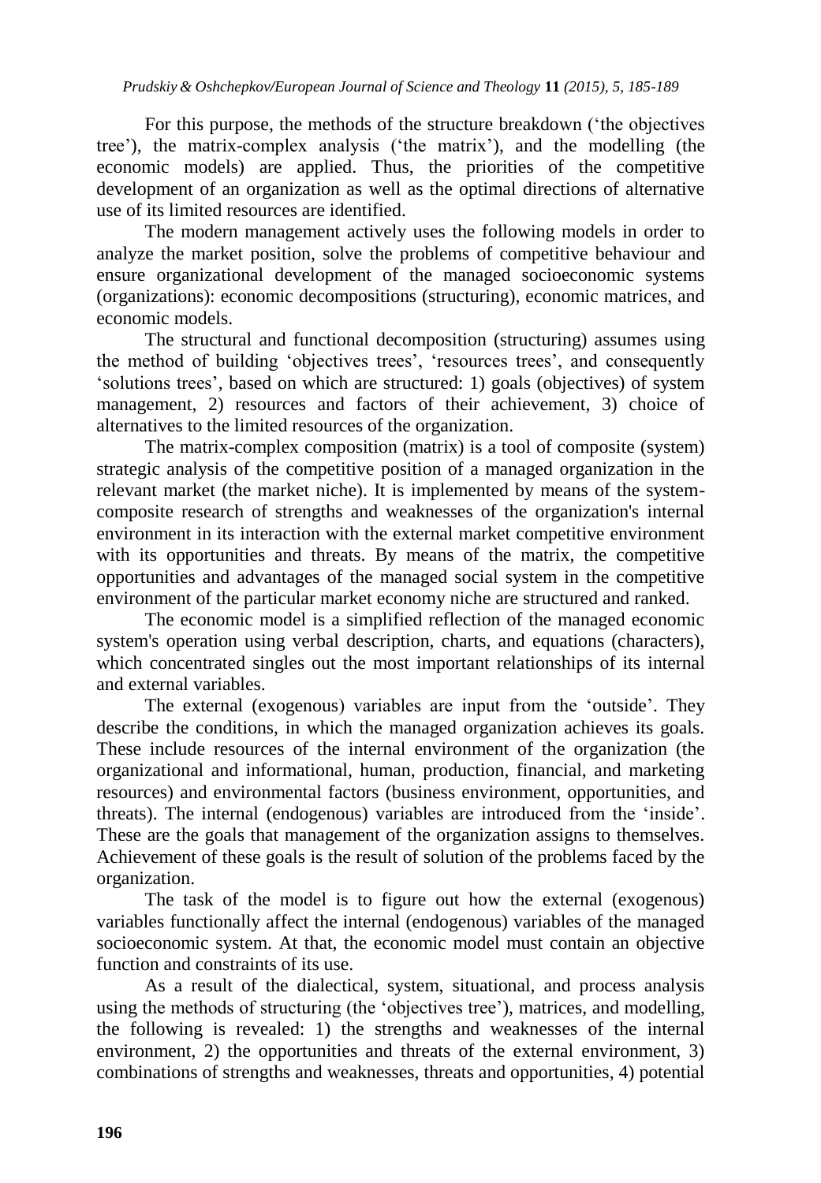For this purpose, the methods of the structure breakdown ('the objectives tree'), the matrix-complex analysis ('the matrix'), and the modelling (the economic models) are applied. Thus, the priorities of the competitive development of an organization as well as the optimal directions of alternative use of its limited resources are identified.

The modern management actively uses the following models in order to analyze the market position, solve the problems of competitive behaviour and ensure organizational development of the managed socioeconomic systems (organizations): economic decompositions (structuring), economic matrices, and economic models.

The structural and functional decomposition (structuring) assumes using the method of building 'objectives trees', 'resources trees', and consequently 'solutions trees', based on which are structured: 1) goals (objectives) of system management, 2) resources and factors of their achievement, 3) choice of alternatives to the limited resources of the organization.

The matrix-complex composition (matrix) is a tool of composite (system) strategic analysis of the competitive position of a managed organization in the relevant market (the market niche). It is implemented by means of the system-composite research of strengths and weaknesses of the organization's internal environment in its interaction with the external market competitive environment with its opportunities and threats. By means of the matrix, the competitive opportunities and advantages of the managed social system in the competitive environment of the particular market economy niche are structured and ranked.

The economic model is a simplified reflection of the managed economic system's operation using verbal description, charts, and equations (characters), which concentrated singles out the most important relationships of its internal and external variables.

The external (exogenous) variables are input from the 'outside'. They describe the conditions, in which the managed organization achieves its goals. These include resources of the internal environment of the organization (the organizational and informational, human, production, financial, and marketing resources) and environmental factors (business environment, opportunities, and threats). The internal (endogenous) variables are introduced from the 'inside'. These are the goals that management of the organization assigns to themselves. Achievement of these goals is the result of solution of the problems faced by the organization.

The task of the model is to figure out how the external (exogenous) variables functionally affect the internal (endogenous) variables of the managed socioeconomic system. At that, the economic model must contain an objective function and constraints of its use.

As a result of the dialectical, system, situational, and process analysis using the methods of structuring (the 'objectives tree'), matrices, and modelling, the following is revealed: 1) the strengths and weaknesses of the internal environment, 2) the opportunities and threats of the external environment, 3) combinations of strengths and weaknesses, threats and opportunities, 4) potential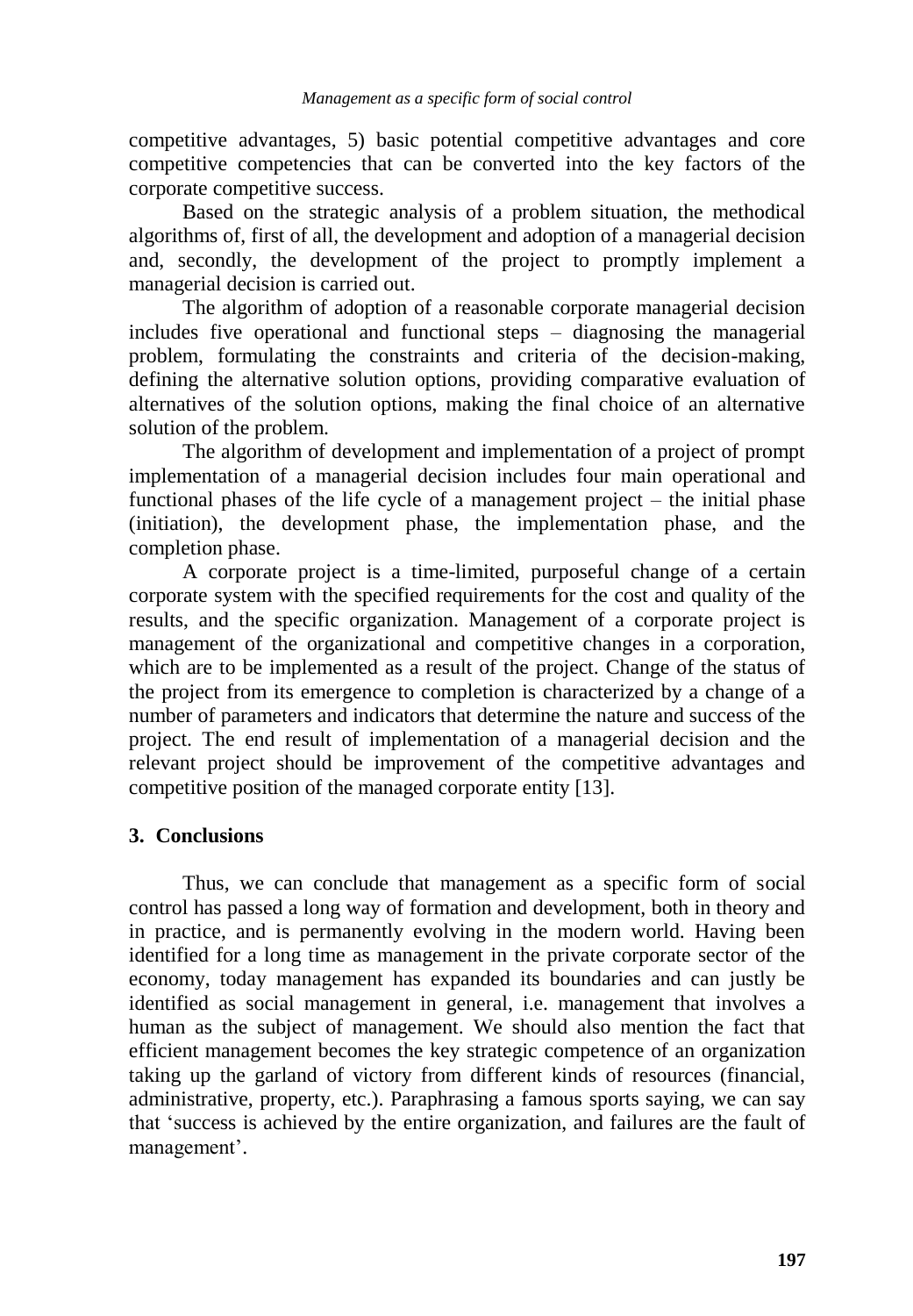competitive advantages, 5) basic potential competitive advantages and core competitive competencies that can be converted into the key factors of the corporate competitive success.

Based on the strategic analysis of a problem situation, the methodical algorithms of, first of all, the development and adoption of a managerial decision and, secondly, the development of the project to promptly implement a managerial decision is carried out.

The algorithm of adoption of a reasonable corporate managerial decision includes five operational and functional steps – diagnosing the managerial problem, formulating the constraints and criteria of the decision-making, defining the alternative solution options, providing comparative evaluation of alternatives of the solution options, making the final choice of an alternative solution of the problem.

The algorithm of development and implementation of a project of prompt implementation of a managerial decision includes four main operational and functional phases of the life cycle of a management project – the initial phase (initiation), the development phase, the implementation phase, and the completion phase.

A corporate project is a time-limited, purposeful change of a certain corporate system with the specified requirements for the cost and quality of the results, and the specific organization. Management of a corporate project is management of the organizational and competitive changes in a corporation, which are to be implemented as a result of the project. Change of the status of the project from its emergence to completion is characterized by a change of a number of parameters and indicators that determine the nature and success of the project. The end result of implementation of a managerial decision and the relevant project should be improvement of the competitive advantages and competitive position of the managed corporate entity [13].

## 3. Conclusions

Thus, we can conclude that management as a specific form of social control has passed a long way of formation and development, both in theory and in practice, and is permanently evolving in the modern world. Having been identified for a long time as management in the private corporate sector of the economy, today management has expanded its boundaries and can justly be identified as social management in general, i.e. management that involves a human as the subject of management. We should also mention the fact that efficient management becomes the key strategic competence of an organization taking up the garland of victory from different kinds of resources (financial, administrative, property, etc.). Paraphrasing a famous sports saying, we can say that 'success is achieved by the entire organization, and failures are the fault of management'.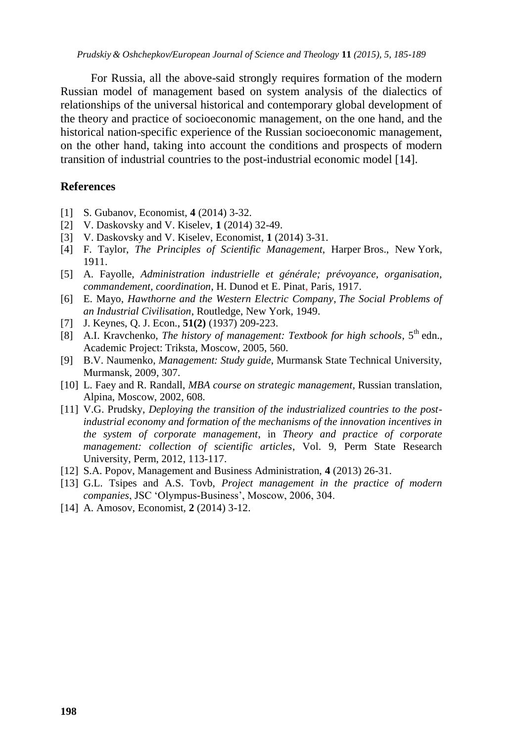For Russia, all the above-said strongly requires formation of the modern Russian model of management based on system analysis of the dialectics of relationships of the universal historical and contemporary global development of the theory and practice of socioeconomic management, on the one hand, and the historical nation-specific experience of the Russian socioeconomic management, on the other hand, taking into account the conditions and prospects of modern transition of industrial countries to the post-industrial economic model [14].

## References

[1] S. Gubanov, Economist, **4** (2014) 3-32.

[2] V. Daskovsky and V. Kiselev, **1** (2014) 32-49.

[3] V. Daskovsky and V. Kiselev, Economist, **1** (2014) 3-31.

[4] F. Taylor, *The Principles of Scientific Management*, Harper Bros., New York, 1911.

[5] A. Fayolle, *Administration industrielle et générale; prévoyance, organisation, commandement, coordination*, H. Dunod et E. Pinat, Paris, 1917.

[6] E. Mayo, *Hawthorne and the Western Electric Company*, *The Social Problems of an Industrial Civilisation*, Routledge, New York, 1949.

[7] J. Keynes, Q. J. Econ., **51(2)** (1937) 209-223.

[8] A.I. Kravchenko, *The history of management: Textbook for high schools*, 5th edn., Academic Project: Triksta, Moscow, 2005, 560.

[9] B.V. Naumenko, *Management: Study guide*, Murmansk State Technical University, Murmansk, 2009, 307.

[10] L. Faey and R. Randall, *MBA course on strategic management*, Russian translation, Alpina, Moscow, 2002, 608.

[11] V.G. Prudsky, *Deploying the transition of the industrialized countries to the post-industrial economy and formation of the mechanisms of the innovation incentives in the system of corporate management*, in *Theory and practice of corporate management: collection of scientific articles*, Vol. 9, Perm State Research University, Perm, 2012, 113-117.

[12] S.A. Popov, Management and Business Administration, **4** (2013) 26-31.

[13] G.L. Tsipes and A.S. Tovb, *Project management in the practice of modern companies*, JSC 'Olympus-Business', Moscow, 2006, 304.

[14] A. Amosov, Economist, **2** (2014) 3-12.